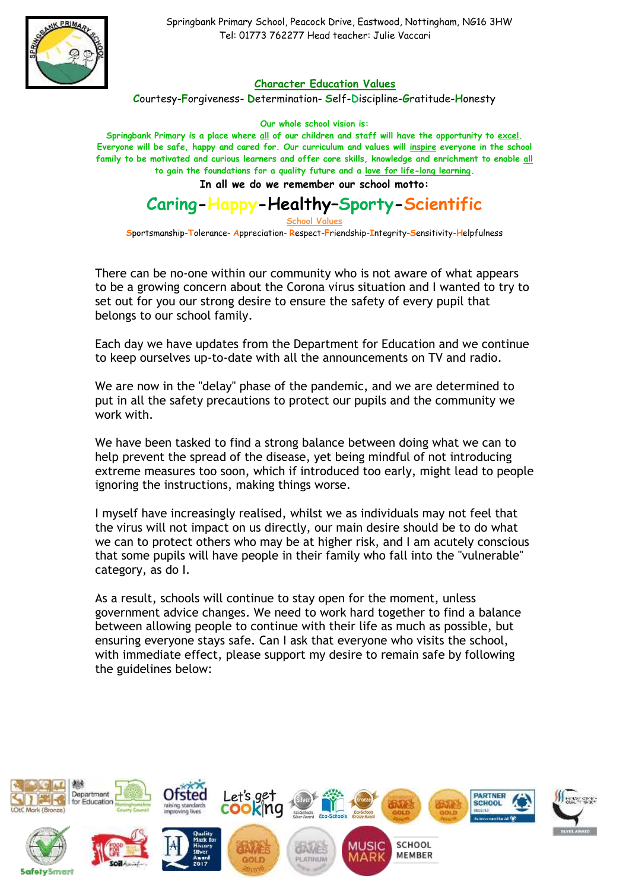Springbank Primary School, Peacock Drive, Eastwood, Nottingham, NG16 3HW
Tel: 01773 762277 Head teacher: Julie Vaccari

**Character Education Values**

Courtesy-Forgiveness- Determination- Self-Discipline-Gratitude-Honesty

**Our whole school vision is:**

**Springbank Primary is a place where all of our children and staff will have the opportunity to excel. Everyone will be safe, happy and cared for. Our curriculum and values will inspire everyone in the school family to be motivated and curious learners and offer core skills, knowledge and enrichment to enable all to gain the foundations for a quality future and a love for life-long learning.**

**In all we do we remember our school motto:**

## Caring-Happy-Healthy–Sporty-Scientific

**School Values**

Sportsmanship-Tolerance- Appreciation- Respect-Friendship-Integrity-Sensitivity-Helpfulness

There can be no-one within our community who is not aware of what appears to be a growing concern about the Corona virus situation and I wanted to try to set out for you our strong desire to ensure the safety of every pupil that belongs to our school family.

Each day we have updates from the Department for Education and we continue to keep ourselves up-to-date with all the announcements on TV and radio.

We are now in the "delay" phase of the pandemic, and we are determined to put in all the safety precautions to protect our pupils and the community we work with.

We have been tasked to find a strong balance between doing what we can to help prevent the spread of the disease, yet being mindful of not introducing extreme measures too soon, which if introduced too early, might lead to people ignoring the instructions, making things worse.

I myself have increasingly realised, whilst we as individuals may not feel that the virus will not impact on us directly, our main desire should be to do what we can to protect others who may be at higher risk, and I am acutely conscious that some pupils will have people in their family who fall into the "vulnerable" category, as do I.

As a result, schools will continue to stay open for the moment, unless government advice changes. We need to work hard together to find a balance between allowing people to continue with their life as much as possible, but ensuring everyone stays safe. Can I ask that everyone who visits the school, with immediate effect, please support my desire to remain safe by following the guidelines below: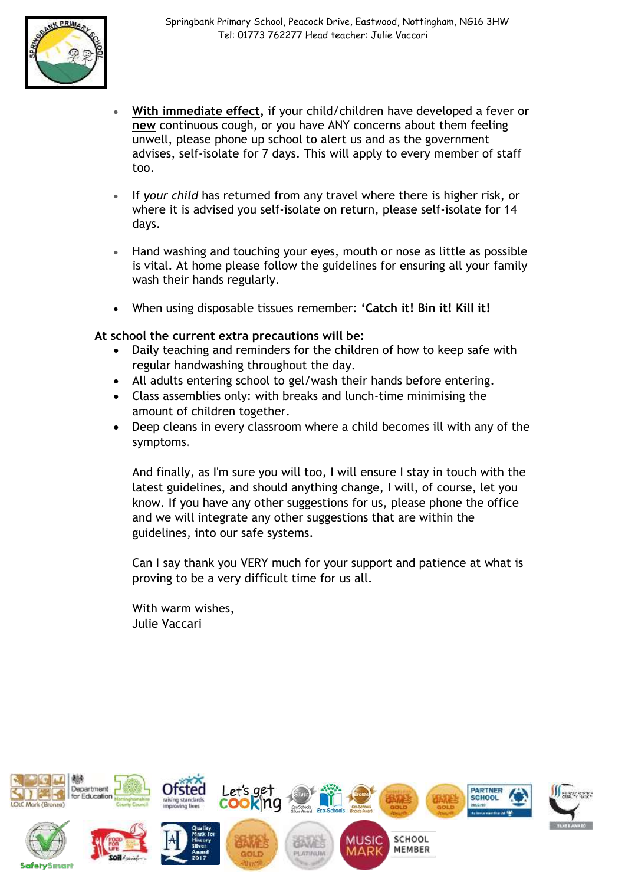- **With immediate effect**, if your child/children have developed a fever or **new** continuous cough, or you have ANY concerns about them feeling unwell, please phone up school to alert us and as the government advises, self-isolate for 7 days. This will apply to every member of staff too.

- If *your child* has returned from any travel where there is higher risk, or where it is advised you self-isolate on return, please self-isolate for 14 days.

- Hand washing and touching your eyes, mouth or nose as little as possible is vital. At home please follow the guidelines for ensuring all your family wash their hands regularly.

- When using disposable tissues remember: **'Catch it! Bin it! Kill it!**

**At school the current extra precautions will be:**

- Daily teaching and reminders for the children of how to keep safe with regular handwashing throughout the day.
- All adults entering school to gel/wash their hands before entering.
- Class assemblies only: with breaks and lunch-time minimising the amount of children together.
- Deep cleans in every classroom where a child becomes ill with any of the symptoms.

And finally, as I'm sure you will too, I will ensure I stay in touch with the latest guidelines, and should anything change, I will, of course, let you know. If you have any other suggestions for us, please phone the office and we will integrate any other suggestions that are within the guidelines, into our safe systems.

Can I say thank you VERY much for your support and patience at what is proving to be a very difficult time for us all.

With warm wishes,
Julie Vaccari